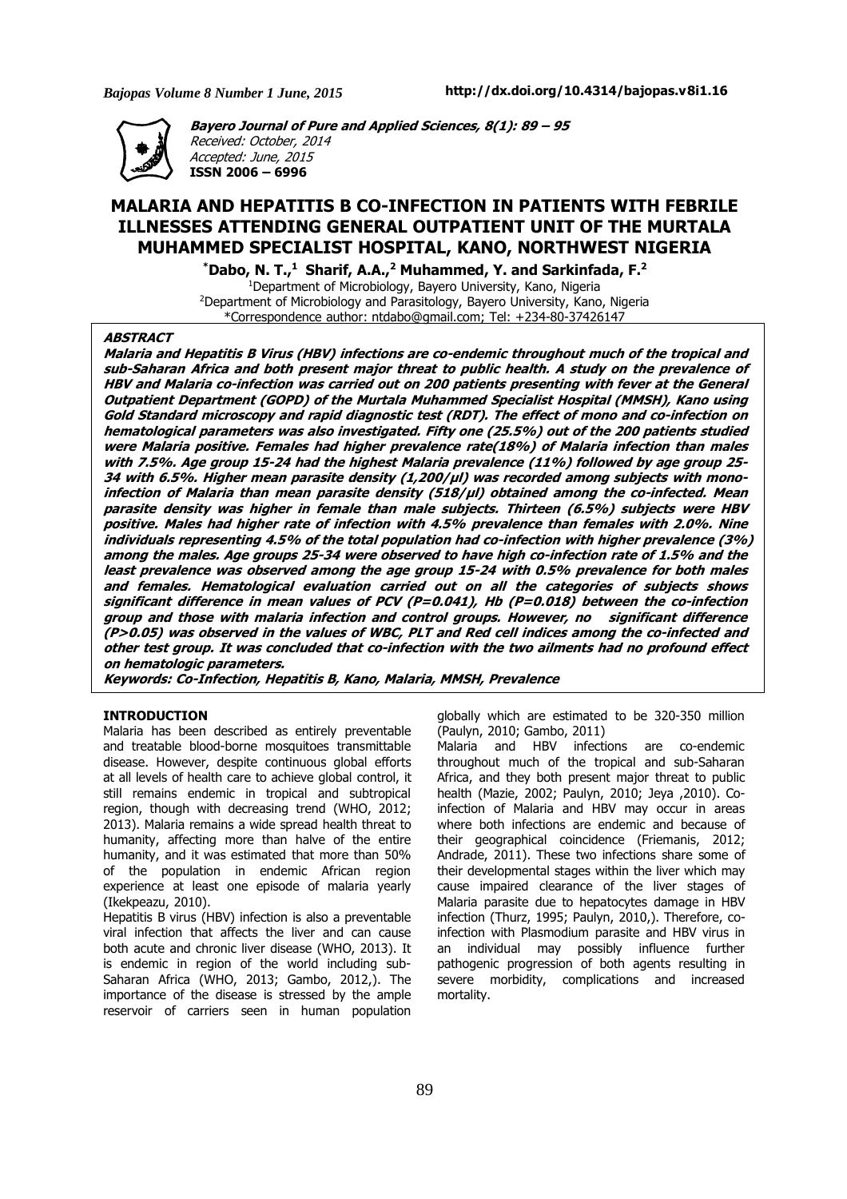**Bayero Journal of Pure and Applied Sciences, 8(1): 89 – 95**
*Received: October, 2014*
*Accepted: June, 2015*
**ISSN 2006 – 6996**

# MALARIA AND HEPATITIS B CO-INFECTION IN PATIENTS WITH FEBRILE ILLNESSES ATTENDING GENERAL OUTPATIENT UNIT OF THE MURTALA MUHAMMED SPECIALIST HOSPITAL, KANO, NORTHWEST NIGERIA

**\*Dabo, N. T.,[1] Sharif, A.A.,[2] Muhammed, Y. and Sarkinfada, F.[2]**

[1]Department of Microbiology, Bayero University, Kano, Nigeria
[2]Department of Microbiology and Parasitology, Bayero University, Kano, Nigeria
\*Correspondence author: ntdabo@gmail.com; Tel: +234-80-37426147

## ABSTRACT

***Malaria and Hepatitis B Virus (HBV) infections are co-endemic throughout much of the tropical and sub-Saharan Africa and both present major threat to public health. A study on the prevalence of HBV and Malaria co-infection was carried out on 200 patients presenting with fever at the General Outpatient Department (GOPD) of the Murtala Muhammed Specialist Hospital (MMSH), Kano using Gold Standard microscopy and rapid diagnostic test (RDT). The effect of mono and co-infection on hematological parameters was also investigated. Fifty one (25.5%) out of the 200 patients studied were Malaria positive. Females had higher prevalence rate(18%) of Malaria infection than males with 7.5%. Age group 15-24 had the highest Malaria prevalence (11%) followed by age group 25-34 with 6.5%. Higher mean parasite density (1,200/µl) was recorded among subjects with mono-infection of Malaria than mean parasite density (518/µl) obtained among the co-infected. Mean parasite density was higher in female than male subjects. Thirteen (6.5%) subjects were HBV positive. Males had higher rate of infection with 4.5% prevalence than females with 2.0%. Nine individuals representing 4.5% of the total population had co-infection with higher prevalence (3%) among the males. Age groups 25-34 were observed to have high co-infection rate of 1.5% and the least prevalence was observed among the age group 15-24 with 0.5% prevalence for both males and females. Hematological evaluation carried out on all the categories of subjects shows significant difference in mean values of PCV (P=0.041), Hb (P=0.018) between the co-infection group and those with malaria infection and control groups. However, no significant difference (P>0.05) was observed in the values of WBC, PLT and Red cell indices among the co-infected and other test group. It was concluded that co-infection with the two ailments had no profound effect on hematologic parameters.***

***Keywords: Co-Infection, Hepatitis B, Kano, Malaria, MMSH, Prevalence***

## INTRODUCTION

Malaria has been described as entirely preventable and treatable blood-borne mosquitoes transmittable disease. However, despite continuous global efforts at all levels of health care to achieve global control, it still remains endemic in tropical and subtropical region, though with decreasing trend (WHO, 2012; 2013). Malaria remains a wide spread health threat to humanity, affecting more than halve of the entire humanity, and it was estimated that more than 50% of the population in endemic African region experience at least one episode of malaria yearly (Ikekpeazu, 2010).

Hepatitis B virus (HBV) infection is also a preventable viral infection that affects the liver and can cause both acute and chronic liver disease (WHO, 2013). It is endemic in region of the world including sub-Saharan Africa (WHO, 2013; Gambo, 2012,). The importance of the disease is stressed by the ample reservoir of carriers seen in human population globally which are estimated to be 320-350 million (Paulyn, 2010; Gambo, 2011)

Malaria and HBV infections are co-endemic throughout much of the tropical and sub-Saharan Africa, and they both present major threat to public health (Mazie, 2002; Paulyn, 2010; Jeya ,2010). Co-infection of Malaria and HBV may occur in areas where both infections are endemic and because of their geographical coincidence (Friemanis, 2012; Andrade, 2011). These two infections share some of their developmental stages within the liver which may cause impaired clearance of the liver stages of Malaria parasite due to hepatocytes damage in HBV infection (Thurz, 1995; Paulyn, 2010,). Therefore, co-infection with Plasmodium parasite and HBV virus in an individual may possibly influence further pathogenic progression of both agents resulting in severe morbidity, complications and increased mortality.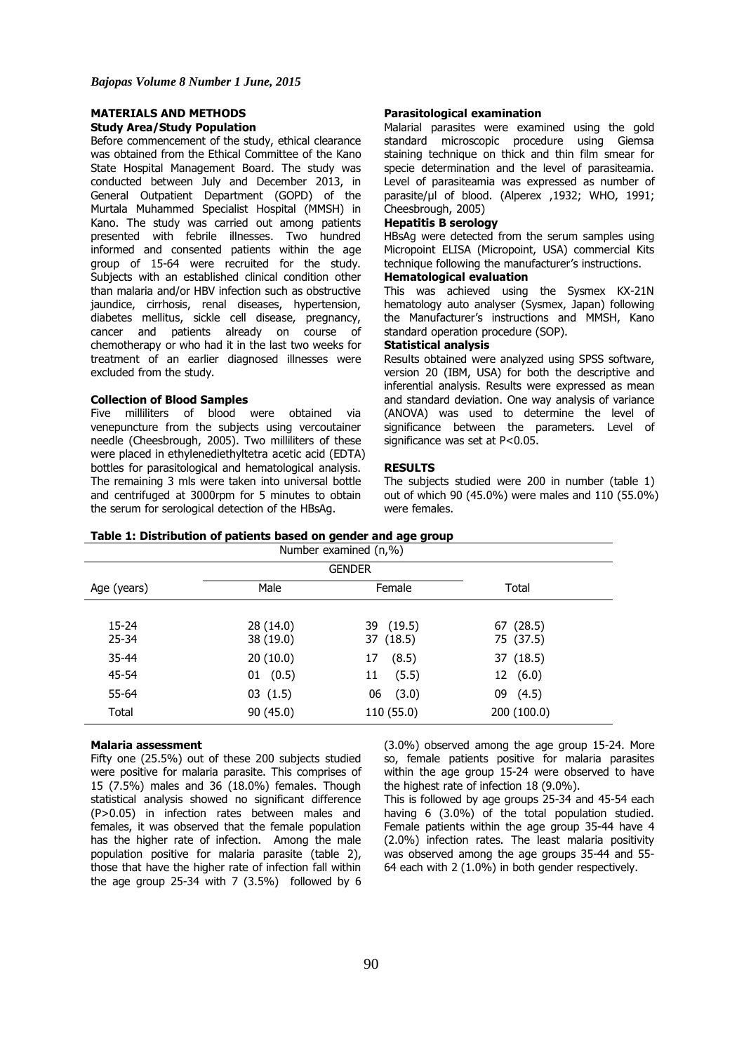## MATERIALS AND METHODS

### Study Area/Study Population

Before commencement of the study, ethical clearance was obtained from the Ethical Committee of the Kano State Hospital Management Board. The study was conducted between July and December 2013, in General Outpatient Department (GOPD) of the Murtala Muhammed Specialist Hospital (MMSH) in Kano. The study was carried out among patients presented with febrile illnesses. Two hundred informed and consented patients within the age group of 15-64 were recruited for the study. Subjects with an established clinical condition other than malaria and/or HBV infection such as obstructive jaundice, cirrhosis, renal diseases, hypertension, diabetes mellitus, sickle cell disease, pregnancy, cancer and patients already on course of chemotherapy or who had it in the last two weeks for treatment of an earlier diagnosed illnesses were excluded from the study.

### Collection of Blood Samples

Five milliliters of blood were obtained via venepuncture from the subjects using vercoutainer needle (Cheesbrough, 2005). Two milliliters of these were placed in ethylenediethyltetra acetic acid (EDTA) bottles for parasitological and hematological analysis. The remaining 3 mls were taken into universal bottle and centrifuged at 3000rpm for 5 minutes to obtain the serum for serological detection of the HBsAg.

### Parasitological examination

Malarial parasites were examined using the gold standard microscopic procedure using Giemsa staining technique on thick and thin film smear for specie determination and the level of parasiteamia. Level of parasiteamia was expressed as number of parasite/μl of blood. (Alperex ,1932; WHO, 1991; Cheesbrough, 2005)

### Hepatitis B serology

HBsAg were detected from the serum samples using Micropoint ELISA (Micropoint, USA) commercial Kits technique following the manufacturer's instructions.

### Hematological evaluation

This was achieved using the Sysmex KX-21N hematology auto analyser (Sysmex, Japan) following the Manufacturer's instructions and MMSH, Kano standard operation procedure (SOP).

### Statistical analysis

Results obtained were analyzed using SPSS software, version 20 (IBM, USA) for both the descriptive and inferential analysis. Results were expressed as mean and standard deviation. One way analysis of variance (ANOVA) was used to determine the level of significance between the parameters. Level of significance was set at $P<0.05$.

## RESULTS

The subjects studied were 200 in number (table 1) out of which 90 (45.0%) were males and 110 (55.0%) were females.

**Table 1: Distribution of patients based on gender and age group**

| | Number examined (n,%) | | |
|---|---|---|---|
| | GENDER | | |
| Age (years) | Male | Female | Total |
| 15-24 | 28 (14.0) | 39 (19.5) | 67 (28.5) |
| 25-34 | 38 (19.0) | 37 (18.5) | 75 (37.5) |
| 35-44 | 20 (10.0) | 17 (8.5) | 37 (18.5) |
| 45-54 | 01 (0.5) | 11 (5.5) | 12 (6.0) |
| 55-64 | 03 (1.5) | 06 (3.0) | 09 (4.5) |
| Total | 90 (45.0) | 110 (55.0) | 200 (100.0) |

### Malaria assessment

Fifty one (25.5%) out of these 200 subjects studied were positive for malaria parasite. This comprises of 15 (7.5%) males and 36 (18.0%) females. Though statistical analysis showed no significant difference ($P>0.05$) in infection rates between males and females, it was observed that the female population has the higher rate of infection. Among the male population positive for malaria parasite (table 2), those that have the higher rate of infection fall within the age group 25-34 with 7 (3.5%) followed by 6 (3.0%) observed among the age group 15-24. More so, female patients positive for malaria parasites within the age group 15-24 were observed to have the highest rate of infection 18 (9.0%).

This is followed by age groups 25-34 and 45-54 each having 6 (3.0%) of the total population studied. Female patients within the age group 35-44 have 4 (2.0%) infection rates. The least malaria positivity was observed among the age groups 35-44 and 55-64 each with 2 (1.0%) in both gender respectively.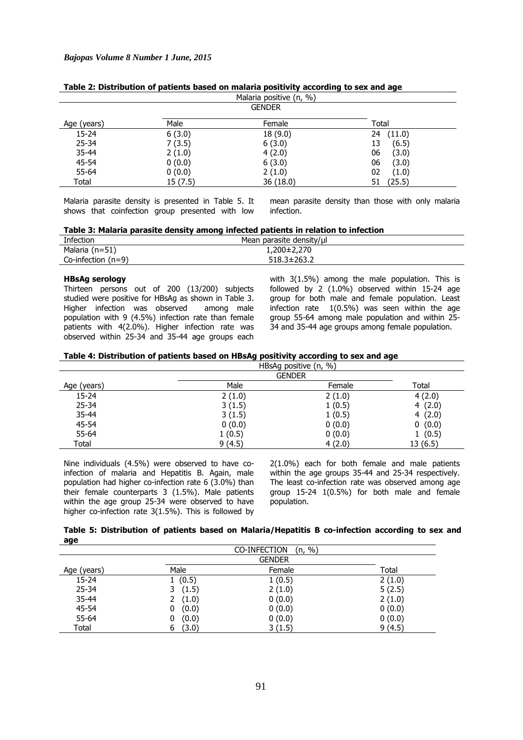**Table 2: Distribution of patients based on malaria positivity according to sex and age**

| | Malaria positive (n, %) | | |
|---|---|---|---|
| | GENDER | | |
| Age (years) | Male | Female | Total |
| 15-24 | 6 (3.0) | 18 (9.0) | 24 (11.0) |
| 25-34 | 7 (3.5) | 6 (3.0) | 13 (6.5) |
| 35-44 | 2 (1.0) | 4 (2.0) | 06 (3.0) |
| 45-54 | 0 (0.0) | 6 (3.0) | 06 (3.0) |
| 55-64 | 0 (0.0) | 2 (1.0) | 02 (1.0) |
| Total | 15 (7.5) | 36 (18.0) | 51 (25.5) |

Malaria parasite density is presented in Table 5. It shows that coinfection group presented with low mean parasite density than those with only malaria infection.

**Table 3: Malaria parasite density among infected patients in relation to infection**

| Infection | Mean parasite density/µl |
|---|---|
| Malaria (n=51) | 1,200±2,270 |
| Co-infection (n=9) | 518.3±263.2 |

**HBsAg serology**

Thirteen persons out of 200 (13/200) subjects studied were positive for HBsAg as shown in Table 3. Higher infection was observed among male population with 9 (4.5%) infection rate than female patients with 4(2.0%). Higher infection rate was observed within 25-34 and 35-44 age groups each with 3(1.5%) among the male population. This is followed by 2 (1.0%) observed within 15-24 age group for both male and female population. Least infection rate 1(0.5%) was seen within the age group 55-64 among male population and within 25-34 and 35-44 age groups among female population.

**Table 4: Distribution of patients based on HBsAg positivity according to sex and age**

| | HBsAg positive (n, %) | | |
|---|---|---|---|
| | GENDER | | |
| Age (years) | Male | Female | Total |
| 15-24 | 2 (1.0) | 2 (1.0) | 4 (2.0) |
| 25-34 | 3 (1.5) | 1 (0.5) | 4 (2.0) |
| 35-44 | 3 (1.5) | 1 (0.5) | 4 (2.0) |
| 45-54 | 0 (0.0) | 0 (0.0) | 0 (0.0) |
| 55-64 | 1 (0.5) | 0 (0.0) | 1 (0.5) |
| Total | 9 (4.5) | 4 (2.0) | 13 (6.5) |

Nine individuals (4.5%) were observed to have co-infection of malaria and Hepatitis B. Again, male population had higher co-infection rate 6 (3.0%) than their female counterparts 3 (1.5%). Male patients within the age group 25-34 were observed to have higher co-infection rate 3(1.5%). This is followed by 2(1.0%) each for both female and male patients within the age groups 35-44 and 25-34 respectively. The least co-infection rate was observed among age group 15-24 1(0.5%) for both male and female population.

**Table 5: Distribution of patients based on Malaria/Hepatitis B co-infection according to sex and age**

| | CO-INFECTION (n, %) | | |
|---|---|---|---|
| | GENDER | | |
| Age (years) | Male | Female | Total |
| 15-24 | 1 (0.5) | 1 (0.5) | 2 (1.0) |
| 25-34 | 3 (1.5) | 2 (1.0) | 5 (2.5) |
| 35-44 | 2 (1.0) | 0 (0.0) | 2 (1.0) |
| 45-54 | 0 (0.0) | 0 (0.0) | 0 (0.0) |
| 55-64 | 0 (0.0) | 0 (0.0) | 0 (0.0) |
| Total | 6 (3.0) | 3 (1.5) | 9 (4.5) |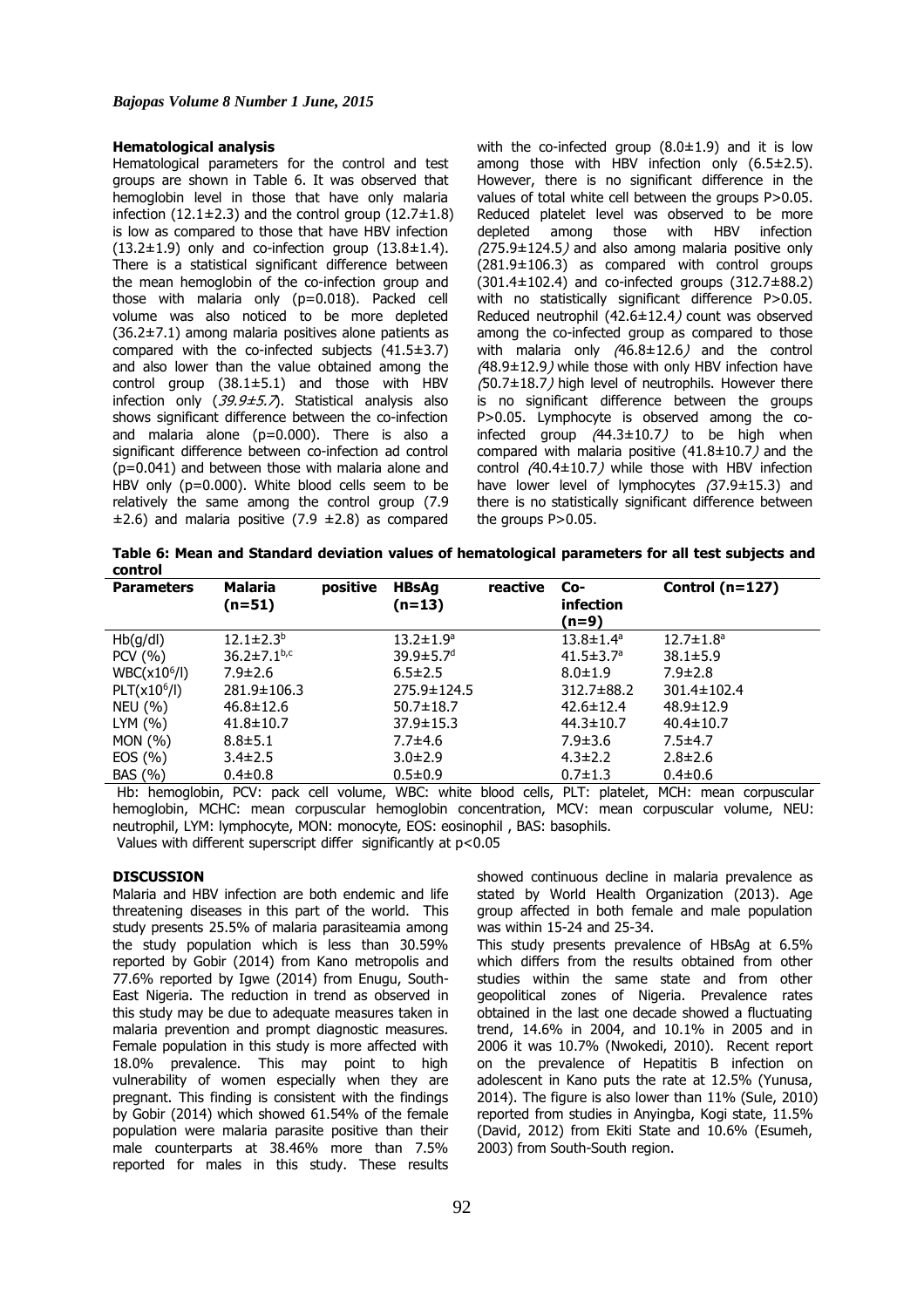### Hematological analysis

Hematological parameters for the control and test groups are shown in Table 6. It was observed that hemoglobin level in those that have only malaria infection (12.1±2.3) and the control group (12.7±1.8) is low as compared to those that have HBV infection (13.2±1.9) only and co-infection group (13.8±1.4). There is a statistical significant difference between the mean hemoglobin of the co-infection group and those with malaria only (p=0.018). Packed cell volume was also noticed to be more depleted (36.2±7.1) among malaria positives alone patients as compared with the co-infected subjects (41.5±3.7) and also lower than the value obtained among the control group (38.1±5.1) and those with HBV infection only (*39.9±5.7*). Statistical analysis also shows significant difference between the co-infection and malaria alone (p=0.000). There is also a significant difference between co-infection ad control (p=0.041) and between those with malaria alone and HBV only (p=0.000). White blood cells seem to be relatively the same among the control group (7.9 ±2.6) and malaria positive (7.9 ±2.8) as compared with the co-infected group (8.0±1.9) and it is low among those with HBV infection only (6.5±2.5). However, there is no significant difference in the values of total white cell between the groups P>0.05. Reduced platelet level was observed to be more depleted among those with HBV infection *(*275.9±124.5*)* and also among malaria positive only (281.9±106.3) as compared with control groups (301.4±102.4) and co-infected groups (312.7±88.2) with no statistically significant difference P>0.05. Reduced neutrophil (42.6±12.4*)* count was observed among the co-infected group as compared to those with malaria only *(*46.8±12.6*)* and the control *(*48.9±12.9*)* while those with only HBV infection have *(*50.7±18.7*)* high level of neutrophils. However there is no significant difference between the groups P>0.05. Lymphocyte is observed among the co-infected group *(*44.3±10.7*)* to be high when compared with malaria positive (41.8±10.7*)* and the control *(*40.4±10.7*)* while those with HBV infection have lower level of lymphocytes *(*37.9±15.3) and there is no statistically significant difference between the groups P>0.05.

**Table 6: Mean and Standard deviation values of hematological parameters for all test subjects and control**

| Parameters | Malaria positive (n=51) | HBsAg reactive (n=13) | Co-infection (n=9) | Control (n=127) |
|---|---|---|---|---|
| Hb(g/dl) | 12.1±2.3[b] | 13.2±1.9[a] | 13.8±1.4[a] | 12.7±1.8[a] |
| PCV (%) | 36.2±7.1[b,c] | 39.9±5.7[d] | 41.5±3.7[a] | 38.1±5.9 |
| WBC($x10^6$/l) | 7.9±2.6 | 6.5±2.5 | 8.0±1.9 | 7.9±2.8 |
| PLT($x10^6$/l) | 281.9±106.3 | 275.9±124.5 | 312.7±88.2 | 301.4±102.4 |
| NEU (%) | 46.8±12.6 | 50.7±18.7 | 42.6±12.4 | 48.9±12.9 |
| LYM (%) | 41.8±10.7 | 37.9±15.3 | 44.3±10.7 | 40.4±10.7 |
| MON (%) | 8.8±5.1 | 7.7±4.6 | 7.9±3.6 | 7.5±4.7 |
| EOS (%) | 3.4±2.5 | 3.0±2.9 | 4.3±2.2 | 2.8±2.6 |
| BAS (%) | 0.4±0.8 | 0.5±0.9 | 0.7±1.3 | 0.4±0.6 |

Hb: hemoglobin, PCV: pack cell volume, WBC: white blood cells, PLT: platelet, MCH: mean corpuscular hemoglobin, MCHC: mean corpuscular hemoglobin concentration, MCV: mean corpuscular volume, NEU: neutrophil, LYM: lymphocyte, MON: monocyte, EOS: eosinophil , BAS: basophils.
Values with different superscript differ significantly at p<0.05

## DISCUSSION

Malaria and HBV infection are both endemic and life threatening diseases in this part of the world. This study presents 25.5% of malaria parasiteamia among the study population which is less than 30.59% reported by Gobir (2014) from Kano metropolis and 77.6% reported by Igwe (2014) from Enugu, South-East Nigeria. The reduction in trend as observed in this study may be due to adequate measures taken in malaria prevention and prompt diagnostic measures. Female population in this study is more affected with 18.0% prevalence. This may point to high vulnerability of women especially when they are pregnant. This finding is consistent with the findings by Gobir (2014) which showed 61.54% of the female population were malaria parasite positive than their male counterparts at 38.46% more than 7.5% reported for males in this study. These results showed continuous decline in malaria prevalence as stated by World Health Organization (2013). Age group affected in both female and male population was within 15-24 and 25-34.

This study presents prevalence of HBsAg at 6.5% which differs from the results obtained from other studies within the same state and from other geopolitical zones of Nigeria. Prevalence rates obtained in the last one decade showed a fluctuating trend, 14.6% in 2004, and 10.1% in 2005 and in 2006 it was 10.7% (Nwokedi, 2010). Recent report on the prevalence of Hepatitis B infection on adolescent in Kano puts the rate at 12.5% (Yunusa, 2014). The figure is also lower than 11% (Sule, 2010) reported from studies in Anyingba, Kogi state, 11.5% (David, 2012) from Ekiti State and 10.6% (Esumeh, 2003) from South-South region.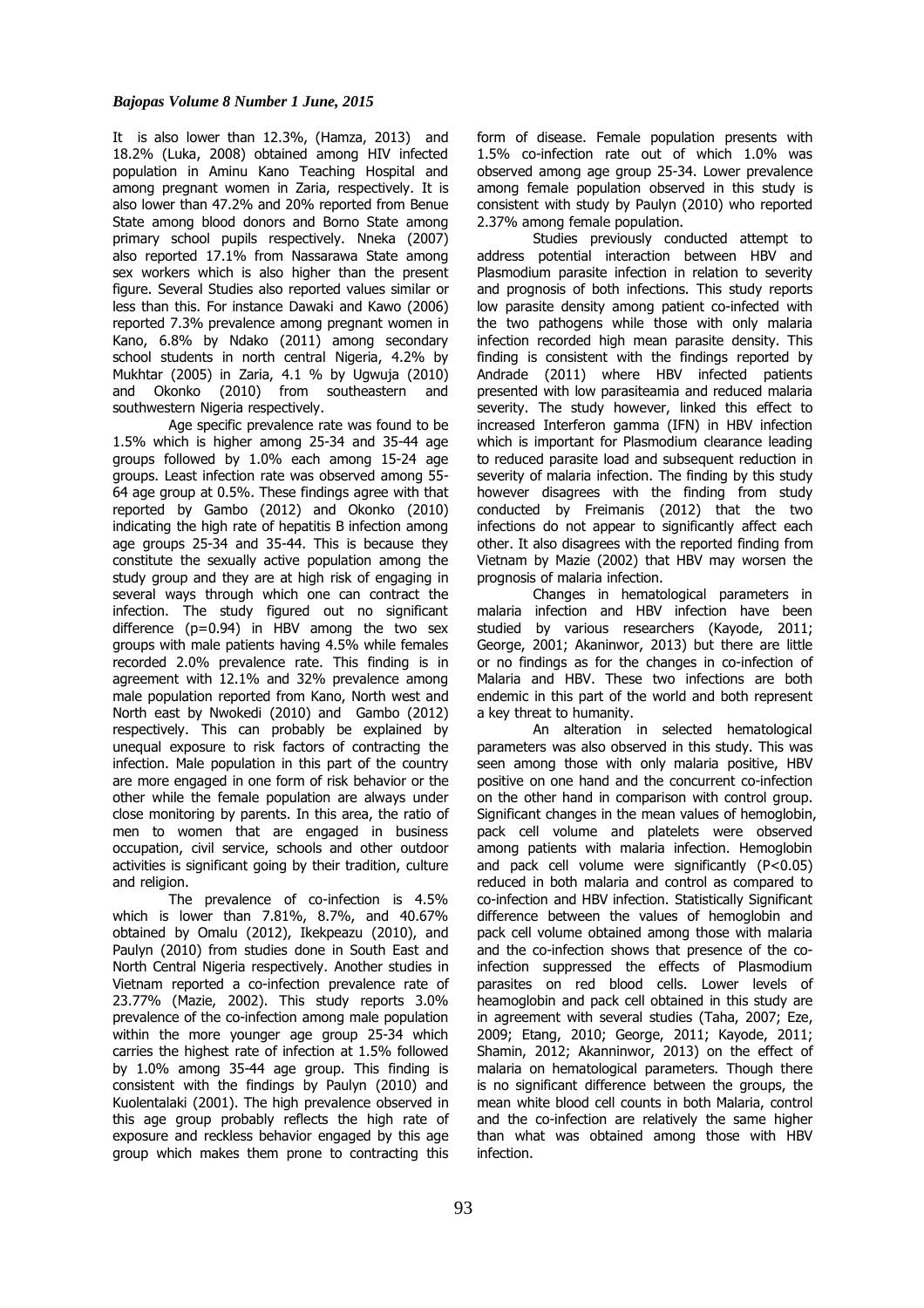It is also lower than 12.3%, (Hamza, 2013) and 18.2% (Luka, 2008) obtained among HIV infected population in Aminu Kano Teaching Hospital and among pregnant women in Zaria, respectively. It is also lower than 47.2% and 20% reported from Benue State among blood donors and Borno State among primary school pupils respectively. Nneka (2007) also reported 17.1% from Nassarawa State among sex workers which is also higher than the present figure. Several Studies also reported values similar or less than this. For instance Dawaki and Kawo (2006) reported 7.3% prevalence among pregnant women in Kano, 6.8% by Ndako (2011) among secondary school students in north central Nigeria, 4.2% by Mukhtar (2005) in Zaria, 4.1 % by Ugwuja (2010) and Okonko (2010) from southeastern and southwestern Nigeria respectively.

Age specific prevalence rate was found to be 1.5% which is higher among 25-34 and 35-44 age groups followed by 1.0% each among 15-24 age groups. Least infection rate was observed among 55-64 age group at 0.5%. These findings agree with that reported by Gambo (2012) and Okonko (2010) indicating the high rate of hepatitis B infection among age groups 25-34 and 35-44. This is because they constitute the sexually active population among the study group and they are at high risk of engaging in several ways through which one can contract the infection. The study figured out no significant difference ($p=0.94$) in HBV among the two sex groups with male patients having 4.5% while females recorded 2.0% prevalence rate. This finding is in agreement with 12.1% and 32% prevalence among male population reported from Kano, North west and North east by Nwokedi (2010) and Gambo (2012) respectively. This can probably be explained by unequal exposure to risk factors of contracting the infection. Male population in this part of the country are more engaged in one form of risk behavior or the other while the female population are always under close monitoring by parents. In this area, the ratio of men to women that are engaged in business occupation, civil service, schools and other outdoor activities is significant going by their tradition, culture and religion.

The prevalence of co-infection is 4.5% which is lower than 7.81%, 8.7%, and 40.67% obtained by Omalu (2012), Ikekpeazu (2010), and Paulyn (2010) from studies done in South East and North Central Nigeria respectively. Another studies in Vietnam reported a co-infection prevalence rate of 23.77% (Mazie, 2002). This study reports 3.0% prevalence of the co-infection among male population within the more younger age group 25-34 which carries the highest rate of infection at 1.5% followed by 1.0% among 35-44 age group. This finding is consistent with the findings by Paulyn (2010) and Kuolentalaki (2001). The high prevalence observed in this age group probably reflects the high rate of exposure and reckless behavior engaged by this age group which makes them prone to contracting this form of disease. Female population presents with 1.5% co-infection rate out of which 1.0% was observed among age group 25-34. Lower prevalence among female population observed in this study is consistent with study by Paulyn (2010) who reported 2.37% among female population.

Studies previously conducted attempt to address potential interaction between HBV and Plasmodium parasite infection in relation to severity and prognosis of both infections. This study reports low parasite density among patient co-infected with the two pathogens while those with only malaria infection recorded high mean parasite density. This finding is consistent with the findings reported by Andrade (2011) where HBV infected patients presented with low parasiteamia and reduced malaria severity. The study however, linked this effect to increased Interferon gamma (IFN) in HBV infection which is important for Plasmodium clearance leading to reduced parasite load and subsequent reduction in severity of malaria infection. The finding by this study however disagrees with the finding from study conducted by Freimanis (2012) that the two infections do not appear to significantly affect each other. It also disagrees with the reported finding from Vietnam by Mazie (2002) that HBV may worsen the prognosis of malaria infection.

Changes in hematological parameters in malaria infection and HBV infection have been studied by various researchers (Kayode, 2011; George, 2001; Akaninwor, 2013) but there are little or no findings as for the changes in co-infection of Malaria and HBV. These two infections are both endemic in this part of the world and both represent a key threat to humanity.

An alteration in selected hematological parameters was also observed in this study. This was seen among those with only malaria positive, HBV positive on one hand and the concurrent co-infection on the other hand in comparison with control group. Significant changes in the mean values of hemoglobin, pack cell volume and platelets were observed among patients with malaria infection. Hemoglobin and pack cell volume were significantly ($P<0.05$) reduced in both malaria and control as compared to co-infection and HBV infection. Statistically Significant difference between the values of hemoglobin and pack cell volume obtained among those with malaria and the co-infection shows that presence of the co-infection suppressed the effects of Plasmodium parasites on red blood cells. Lower levels of heamoglobin and pack cell obtained in this study are in agreement with several studies (Taha, 2007; Eze, 2009; Etang, 2010; George, 2011; Kayode, 2011; Shamin, 2012; Akanninwor, 2013) on the effect of malaria on hematological parameters. Though there is no significant difference between the groups, the mean white blood cell counts in both Malaria, control and the co-infection are relatively the same higher than what was obtained among those with HBV infection.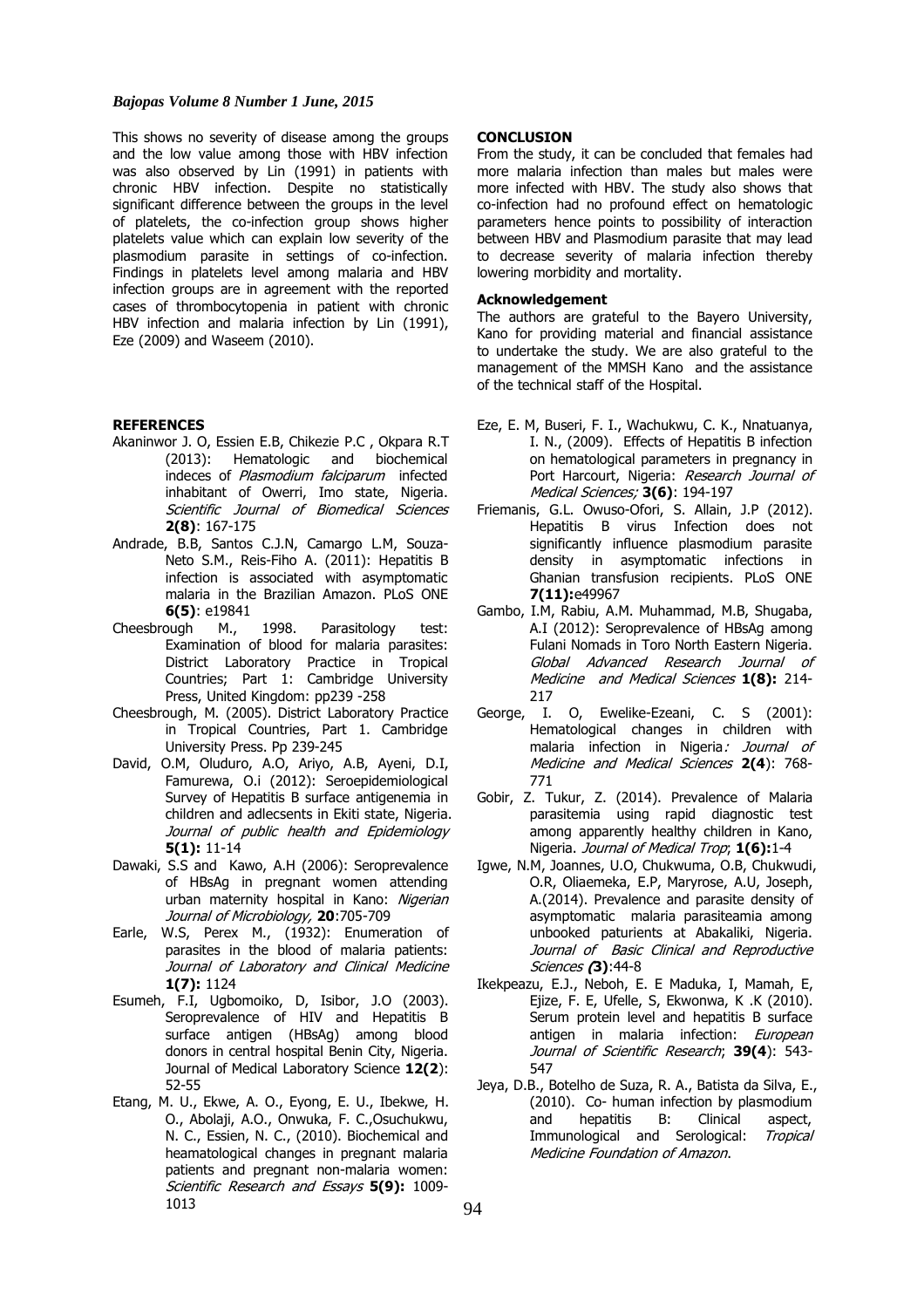This shows no severity of disease among the groups and the low value among those with HBV infection was also observed by Lin (1991) in patients with chronic HBV infection. Despite no statistically significant difference between the groups in the level of platelets, the co-infection group shows higher platelets value which can explain low severity of the plasmodium parasite in settings of co-infection. Findings in platelets level among malaria and HBV infection groups are in agreement with the reported cases of thrombocytopenia in patient with chronic HBV infection and malaria infection by Lin (1991), Eze (2009) and Waseem (2010).

## CONCLUSION

From the study, it can be concluded that females had more malaria infection than males but males were more infected with HBV. The study also shows that co-infection had no profound effect on hematologic parameters hence points to possibility of interaction between HBV and Plasmodium parasite that may lead to decrease severity of malaria infection thereby lowering morbidity and mortality.

### Acknowledgement

The authors are grateful to the Bayero University, Kano for providing material and financial assistance to undertake the study. We are also grateful to the management of the MMSH Kano and the assistance of the technical staff of the Hospital.

## REFERENCES

Akaninwor J. O, Essien E.B, Chikezie P.C , Okpara R.T (2013): Hematologic and biochemical indeces of *Plasmodium falciparum* infected inhabitant of Owerri, Imo state, Nigeria. *Scientific Journal of Biomedical Sciences* **2(8)**: 167-175

Andrade, B.B, Santos C.J.N, Camargo L.M, Souza-Neto S.M., Reis-Fiho A. (2011): Hepatitis B infection is associated with asymptomatic malaria in the Brazilian Amazon. PLoS ONE **6(5)**: e19841

Cheesbrough M., 1998. Parasitology test: Examination of blood for malaria parasites: District Laboratory Practice in Tropical Countries; Part 1: Cambridge University Press, United Kingdom: pp239 -258

Cheesbrough, M. (2005). District Laboratory Practice in Tropical Countries, Part 1. Cambridge University Press. Pp 239-245

David, O.M, Oluduro, A.O, Ariyo, A.B, Ayeni, D.I, Famurewa, O.i (2012): Seroepidemiological Survey of Hepatitis B surface antigenemia in children and adlecsents in Ekiti state, Nigeria. *Journal of public health and Epidemiology* **5(1):** 11-14

Dawaki, S.S and Kawo, A.H (2006): Seroprevalence of HBsAg in pregnant women attending urban maternity hospital in Kano: *Nigerian Journal of Microbiology,* **20**:705-709

Earle, W.S, Perex M., (1932): Enumeration of parasites in the blood of malaria patients: *Journal of Laboratory and Clinical Medicine* **1(7):** 1124

Esumeh, F.I, Ugbomoiko, D, Isibor, J.O (2003). Seroprevalence of HIV and Hepatitis B surface antigen (HBsAg) among blood donors in central hospital Benin City, Nigeria. Journal of Medical Laboratory Science **12(2**): 52-55

Etang, M. U., Ekwe, A. O., Eyong, E. U., Ibekwe, H. O., Abolaji, A.O., Onwuka, F. C.,Osuchukwu, N. C., Essien, N. C., (2010). Biochemical and heamatological changes in pregnant malaria patients and pregnant non-malaria women: *Scientific Research and Essays* **5(9):** 1009-1013

Eze, E. M, Buseri, F. I., Wachukwu, C. K., Nnatuanya, I. N., (2009). Effects of Hepatitis B infection on hematological parameters in pregnancy in Port Harcourt, Nigeria: *Research Journal of Medical Sciences;* **3(6)**: 194-197

Friemanis, G.L. Owuso-Ofori, S. Allain, J.P (2012). Hepatitis B virus Infection does not significantly influence plasmodium parasite density in asymptomatic infections in Ghanian transfusion recipients. PLoS ONE **7(11):**e49967

Gambo, I.M, Rabiu, A.M. Muhammad, M.B, Shugaba, A.I (2012): Seroprevalence of HBsAg among Fulani Nomads in Toro North Eastern Nigeria. *Global Advanced Research Journal of Medicine and Medical Sciences* **1(8):** 214-217

George, I. O, Ewelike-Ezeani, C. S (2001): Hematological changes in children with malaria infection in Nigeria*: Journal of Medicine and Medical Sciences* **2(4**): 768-771

Gobir, Z. Tukur, Z. (2014). Prevalence of Malaria parasitemia using rapid diagnostic test among apparently healthy children in Kano, Nigeria. *Journal of Medical Trop*; **1(6):**1-4

Igwe, N.M, Joannes, U.O, Chukwuma, O.B, Chukwudi, O.R, Oliaemeka, E.P, Maryrose, A.U, Joseph, A.(2014). Prevalence and parasite density of asymptomatic malaria parasiteamia among unbooked paturients at Abakaliki, Nigeria. *Journal of Basic Clinical and Reproductive Sciences (***3)**:44-8

Ikekpeazu, E.J., Neboh, E. E Maduka, I, Mamah, E, Ejize, F. E, Ufelle, S, Ekwonwa, K .K (2010). Serum protein level and hepatitis B surface antigen in malaria infection: *European Journal of Scientific Research*; **39(4**): 543-547

Jeya, D.B., Botelho de Suza, R. A., Batista da Silva, E., (2010). Co- human infection by plasmodium and hepatitis B: Clinical aspect, Immunological and Serological: *Tropical Medicine Foundation of Amazon*.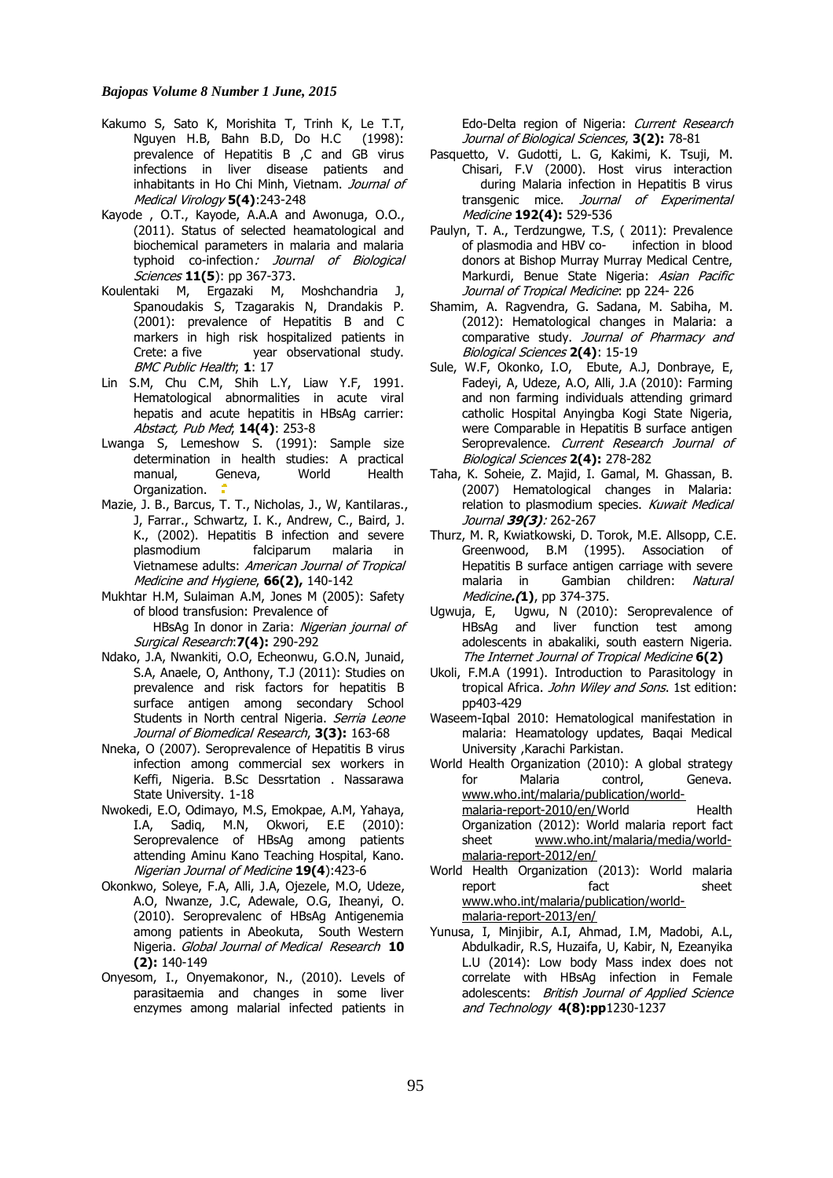Kakumo S, Sato K, Morishita T, Trinh K, Le T.T, Nguyen H.B, Bahn B.D, Do H.C (1998): prevalence of Hepatitis B ,C and GB virus infections in liver disease patients and inhabitants in Ho Chi Minh, Vietnam. *Journal of Medical Virology* **5(4)**:243-248

Kayode , O.T., Kayode, A.A.A and Awonuga, O.O., (2011). Status of selected heamatological and biochemical parameters in malaria and malaria typhoid co-infection*: Journal of Biological Sciences* **11(5**): pp 367-373.

Koulentaki M, Ergazaki M, Moshchandria J, Spanoudakis S, Tzagarakis N, Drandakis P. (2001): prevalence of Hepatitis B and C markers in high risk hospitalized patients in Crete: a five year observational study. *BMC Public Health*; **1**: 17

Lin S.M, Chu C.M, Shih L.Y, Liaw Y.F, 1991. Hematological abnormalities in acute viral hepatis and acute hepatitis in HBsAg carrier: *Abstact, Pub Med*; **14(4)**: 253-8

Lwanga S, Lemeshow S. (1991): Sample size determination in health studies: A practical manual, Geneva, World Health Organization.

Mazie, J. B., Barcus, T. T., Nicholas, J., W, Kantilaras., J, Farrar., Schwartz, I. K., Andrew, C., Baird, J. K., (2002). Hepatitis B infection and severe plasmodium falciparum malaria in Vietnamese adults: *American Journal of Tropical Medicine and Hygiene*, **66(2),** 140-142

Mukhtar H.M, Sulaiman A.M, Jones M (2005): Safety of blood transfusion: Prevalence of HBsAg In donor in Zaria: *Nigerian journal of Surgical Research*:**7(4):** 290-292

Ndako, J.A, Nwankiti, O.O, Echeonwu, G.O.N, Junaid, S.A, Anaele, O, Anthony, T.J (2011): Studies on prevalence and risk factors for hepatitis B surface antigen among secondary School Students in North central Nigeria. *Serria Leone Journal of Biomedical Research*, **3(3):** 163-68

Nneka, O (2007). Seroprevalence of Hepatitis B virus infection among commercial sex workers in Keffi, Nigeria. B.Sc Dessrtation . Nassarawa State University. 1-18

Nwokedi, E.O, Odimayo, M.S, Emokpae, A.M, Yahaya, I.A, Sadiq, M.N, Okwori, E.E (2010): Seroprevalence of HBsAg among patients attending Aminu Kano Teaching Hospital, Kano. *Nigerian Journal of Medicine* **19(4**):423-6

Okonkwo, Soleye, F.A, Alli, J.A, Ojezele, M.O, Udeze, A.O, Nwanze, J.C, Adewale, O.G, Iheanyi, O. (2010). Seroprevalenc of HBsAg Antigenemia among patients in Abeokuta, South Western Nigeria. *Global Journal of Medical Research* **10 (2):** 140-149

Onyesom, I., Onyemakonor, N., (2010). Levels of parasitaemia and changes in some liver enzymes among malarial infected patients in Edo-Delta region of Nigeria: *Current Research Journal of Biological Sciences*, **3(2):** 78-81

Pasquetto, V. Gudotti, L. G, Kakimi, K. Tsuji, M. Chisari, F.V (2000). Host virus interaction during Malaria infection in Hepatitis B virus transgenic mice. *Journal of Experimental Medicine* **192(4):** 529-536

Paulyn, T. A., Terdzungwe, T.S, ( 2011): Prevalence of plasmodia and HBV co- infection in blood donors at Bishop Murray Murray Medical Centre, Markurdi, Benue State Nigeria: *Asian Pacific Journal of Tropical Medicine*: pp 224- 226

Shamim, A. Ragvendra, G. Sadana, M. Sabiha, M. (2012): Hematological changes in Malaria: a comparative study. *Journal of Pharmacy and Biological Sciences* **2(4)**: 15-19

Sule, W.F, Okonko, I.O, Ebute, A.J, Donbraye, E, Fadeyi, A, Udeze, A.O, Alli, J.A (2010): Farming and non farming individuals attending grimard catholic Hospital Anyingba Kogi State Nigeria, were Comparable in Hepatitis B surface antigen Seroprevalence. *Current Research Journal of Biological Sciences* **2(4):** 278-282

Taha, K. Soheie, Z. Majid, I. Gamal, M. Ghassan, B. (2007) Hematological changes in Malaria: relation to plasmodium species. *Kuwait Medical Journal* ***39(3)***: 262-267

Thurz, M. R, Kwiatkowski, D. Torok, M.E. Allsopp, C.E. Greenwood, B.M (1995). Association of Hepatitis B surface antigen carriage with severe malaria in Gambian children: *Natural Medicine****.(*1)**, pp 374-375.

Ugwuja, E, Ugwu, N (2010): Seroprevalence of HBsAg and liver function test among adolescents in abakaliki, south eastern Nigeria. *The Internet Journal of Tropical Medicine* **6(2)**

Ukoli, F.M.A (1991). Introduction to Parasitology in tropical Africa. *John Wiley and Sons*. 1st edition: pp403-429

Waseem-Iqbal 2010: Hematological manifestation in malaria: Heamatology updates, Baqai Medical University ,Karachi Parkistan.

World Health Organization (2010): A global strategy for Malaria control, Geneva. www.who.int/malaria/publication/world-malaria-report-2010/en/World Health Organization (2012): World malaria report fact sheet www.who.int/malaria/media/world-malaria-report-2012/en/

World Health Organization (2013): World malaria report fact sheet www.who.int/malaria/publication/world-malaria-report-2013/en/

Yunusa, I, Minjibir, A.I, Ahmad, I.M, Madobi, A.L, Abdulkadir, R.S, Huzaifa, U, Kabir, N, Ezeanyika L.U (2014): Low body Mass index does not correlate with HBsAg infection in Female adolescents: *British Journal of Applied Science and Technology* **4(8):pp**1230-1237